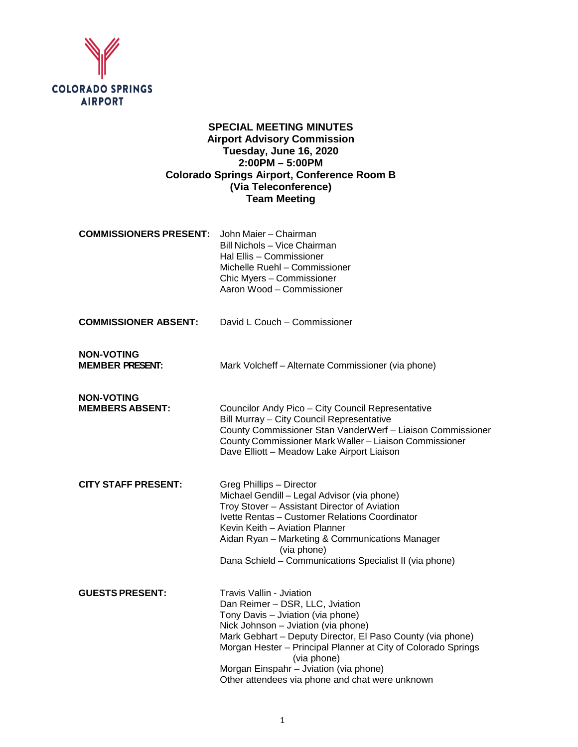COLORADO SPRINGS AIRPORT

# SPECIAL MEETING MINUTES
## Airport Advisory Commission
**Tuesday, June 16, 2020**
**2:00PM – 5:00PM**
**Colorado Springs Airport, Conference Room B**
**(Via Teleconference)**
**Team Meeting**

| | |
|---|---|
| **COMMISSIONERS PRESENT:** | John Maier – Chairman<br>Bill Nichols – Vice Chairman<br>Hal Ellis – Commissioner<br>Michelle Ruehl – Commissioner<br>Chic Myers – Commissioner<br>Aaron Wood – Commissioner |
| **COMMISSIONER ABSENT:** | David L Couch – Commissioner |
| **NON-VOTING MEMBER PRESENT:** | Mark Volcheff – Alternate Commissioner (via phone) |
| **NON-VOTING MEMBERS ABSENT:** | Councilor Andy Pico – City Council Representative<br>Bill Murray – City Council Representative<br>County Commissioner Stan VanderWerf – Liaison Commissioner<br>County Commissioner Mark Waller – Liaison Commissioner<br>Dave Elliott – Meadow Lake Airport Liaison |
| **CITY STAFF PRESENT:** | Greg Phillips – Director<br>Michael Gendill – Legal Advisor (via phone)<br>Troy Stover – Assistant Director of Aviation<br>Ivette Rentas – Customer Relations Coordinator<br>Kevin Keith – Aviation Planner<br>Aidan Ryan – Marketing & Communications Manager (via phone)<br>Dana Schield – Communications Specialist II (via phone) |
| **GUESTS PRESENT:** | Travis Vallin - Jviation<br>Dan Reimer – DSR, LLC, Jviation<br>Tony Davis – Jviation (via phone)<br>Nick Johnson – Jviation (via phone)<br>Mark Gebhart – Deputy Director, El Paso County (via phone)<br>Morgan Hester – Principal Planner at City of Colorado Springs (via phone)<br>Morgan Einspahr – Jviation (via phone)<br>Other attendees via phone and chat were unknown |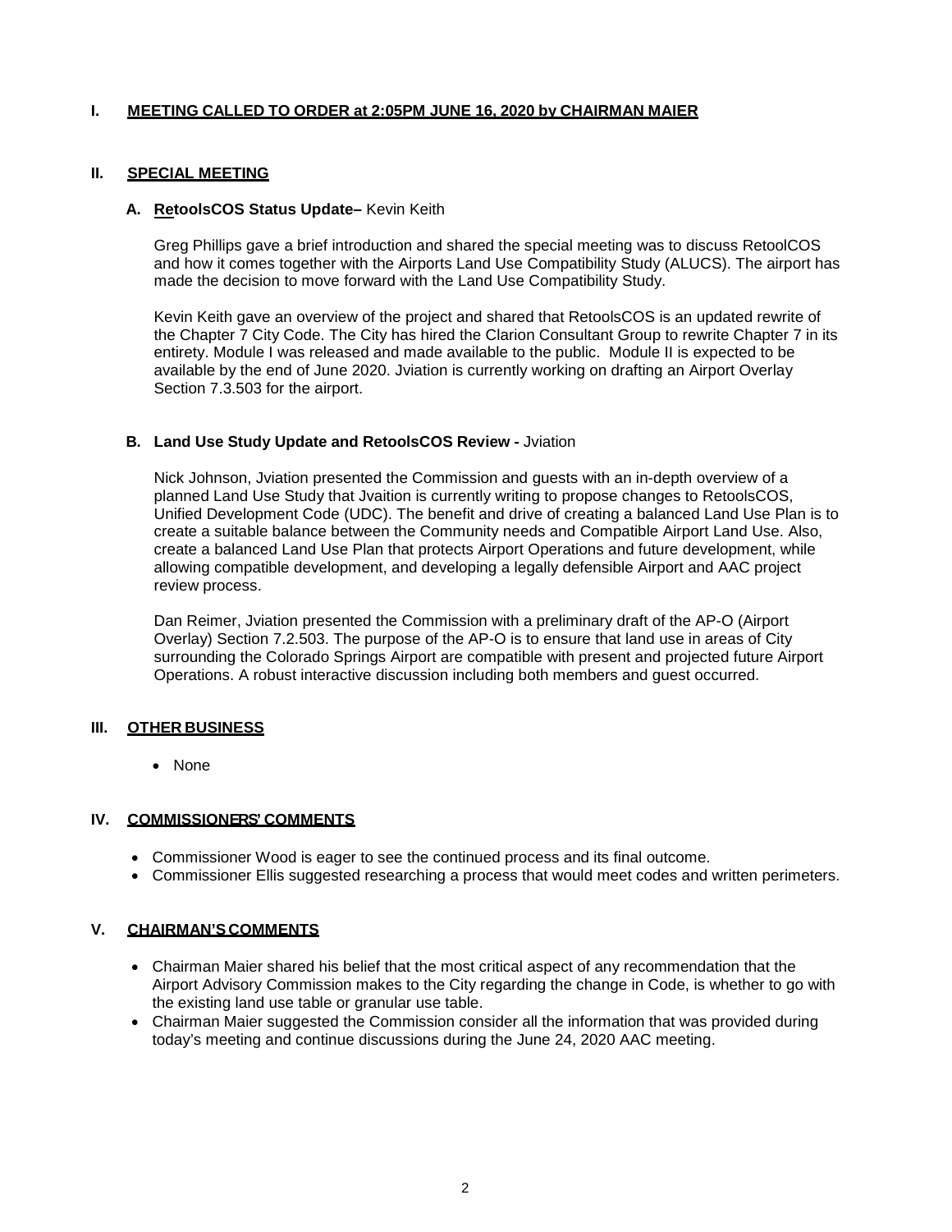## I. MEETING CALLED TO ORDER at 2:05PM JUNE 16, 2020 by CHAIRMAN MAIER

## II. SPECIAL MEETING

### A. RetoolsCOS Status Update– Kevin Keith

Greg Phillips gave a brief introduction and shared the special meeting was to discuss RetoolCOS and how it comes together with the Airports Land Use Compatibility Study (ALUCS). The airport has made the decision to move forward with the Land Use Compatibility Study.

Kevin Keith gave an overview of the project and shared that RetoolsCOS is an updated rewrite of the Chapter 7 City Code. The City has hired the Clarion Consultant Group to rewrite Chapter 7 in its entirety. Module I was released and made available to the public. Module II is expected to be available by the end of June 2020. Jviation is currently working on drafting an Airport Overlay Section 7.3.503 for the airport.

### B. Land Use Study Update and RetoolsCOS Review - Jviation

Nick Johnson, Jviation presented the Commission and guests with an in-depth overview of a planned Land Use Study that Jvaition is currently writing to propose changes to RetoolsCOS, Unified Development Code (UDC). The benefit and drive of creating a balanced Land Use Plan is to create a suitable balance between the Community needs and Compatible Airport Land Use. Also, create a balanced Land Use Plan that protects Airport Operations and future development, while allowing compatible development, and developing a legally defensible Airport and AAC project review process.

Dan Reimer, Jviation presented the Commission with a preliminary draft of the AP-O (Airport Overlay) Section 7.2.503. The purpose of the AP-O is to ensure that land use in areas of City surrounding the Colorado Springs Airport are compatible with present and projected future Airport Operations. A robust interactive discussion including both members and guest occurred.

## III. OTHER BUSINESS

- None

## IV. COMMISSIONERS' COMMENTS

- Commissioner Wood is eager to see the continued process and its final outcome.
- Commissioner Ellis suggested researching a process that would meet codes and written perimeters.

## V. CHAIRMAN'S COMMENTS

- Chairman Maier shared his belief that the most critical aspect of any recommendation that the Airport Advisory Commission makes to the City regarding the change in Code, is whether to go with the existing land use table or granular use table.
- Chairman Maier suggested the Commission consider all the information that was provided during today's meeting and continue discussions during the June 24, 2020 AAC meeting.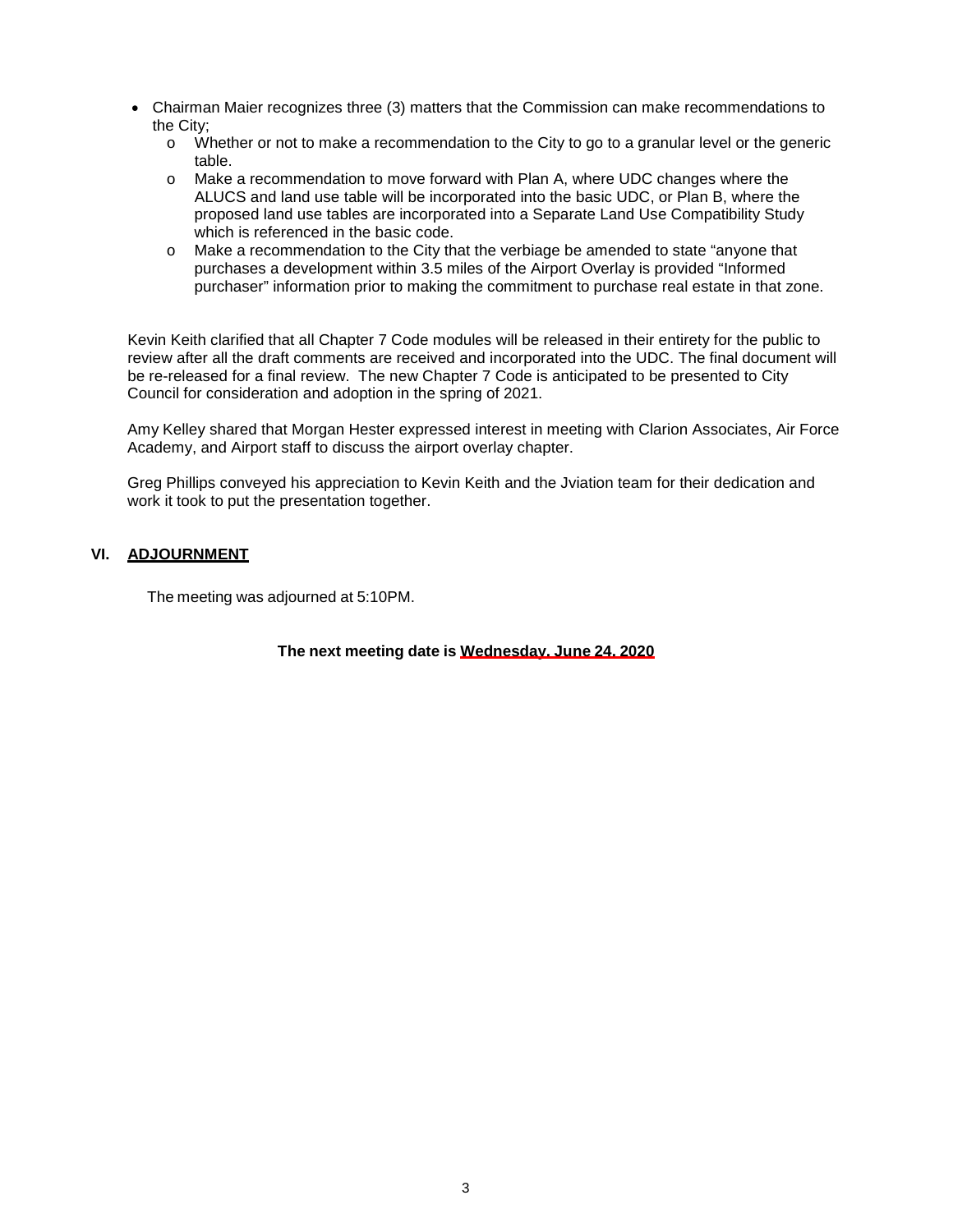- Chairman Maier recognizes three (3) matters that the Commission can make recommendations to the City;
  - Whether or not to make a recommendation to the City to go to a granular level or the generic table.
  - Make a recommendation to move forward with Plan A, where UDC changes where the ALUCS and land use table will be incorporated into the basic UDC, or Plan B, where the proposed land use tables are incorporated into a Separate Land Use Compatibility Study which is referenced in the basic code.
  - Make a recommendation to the City that the verbiage be amended to state "anyone that purchases a development within 3.5 miles of the Airport Overlay is provided "Informed purchaser" information prior to making the commitment to purchase real estate in that zone.

Kevin Keith clarified that all Chapter 7 Code modules will be released in their entirety for the public to review after all the draft comments are received and incorporated into the UDC. The final document will be re-released for a final review. The new Chapter 7 Code is anticipated to be presented to City Council for consideration and adoption in the spring of 2021.

Amy Kelley shared that Morgan Hester expressed interest in meeting with Clarion Associates, Air Force Academy, and Airport staff to discuss the airport overlay chapter.

Greg Phillips conveyed his appreciation to Kevin Keith and the Jviation team for their dedication and work it took to put the presentation together.

## VI. ADJOURNMENT

The meeting was adjourned at 5:10PM.

**The next meeting date is Wednesday, June 24, 2020**